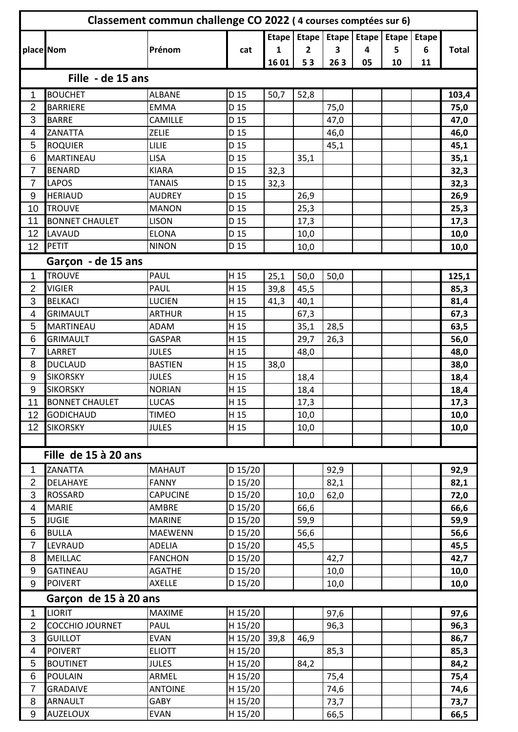| Classement commun challenge CO 2022 ( 4 courses comptées sur 6) | | | | | | | | | | |
|---|---|---|---|---|---|---|---|---|---|---|
| place | Nom | Prénom | cat | Etape 1 16 01 | Etape 2 5 3 | Etape 3 26 3 | Etape 4 05 | Etape 5 10 | Etape 6 11 | Total |
| | **Fille - de 15 ans** | | | | | | | | | |
| 1 | BOUCHET | ALBANE | D 15 | 50,7 | 52,8 | | | | | **103,4** |
| 2 | BARRIERE | EMMA | D 15 | | | 75,0 | | | | **75,0** |
| 3 | BARRE | CAMILLE | D 15 | | | 47,0 | | | | **47,0** |
| 4 | ZANATTA | ZELIE | D 15 | | | 46,0 | | | | **46,0** |
| 5 | ROQUIER | LILIE | D 15 | | | 45,1 | | | | **45,1** |
| 6 | MARTINEAU | LISA | D 15 | | 35,1 | | | | | **35,1** |
| 7 | BENARD | KIARA | D 15 | 32,3 | | | | | | **32,3** |
| 7 | LAPOS | TANAIS | D 15 | 32,3 | | | | | | **32,3** |
| 9 | HERIAUD | AUDREY | D 15 | | 26,9 | | | | | **26,9** |
| 10 | TROUVE | MANON | D 15 | | 25,3 | | | | | **25,3** |
| 11 | BONNET CHAULET | LISON | D 15 | | 17,3 | | | | | **17,3** |
| 12 | LAVAUD | ELONA | D 15 | | 10,0 | | | | | **10,0** |
| 12 | PETIT | NINON | D 15 | | 10,0 | | | | | **10,0** |
| | **Garçon - de 15 ans** | | | | | | | | | |
| 1 | TROUVE | PAUL | H 15 | 25,1 | 50,0 | 50,0 | | | | **125,1** |
| 2 | VIGIER | PAUL | H 15 | 39,8 | 45,5 | | | | | **85,3** |
| 3 | BELKACI | LUCIEN | H 15 | 41,3 | 40,1 | | | | | **81,4** |
| 4 | GRIMAULT | ARTHUR | H 15 | | 67,3 | | | | | **67,3** |
| 5 | MARTINEAU | ADAM | H 15 | | 35,1 | 28,5 | | | | **63,5** |
| 6 | GRIMAULT | GASPAR | H 15 | | 29,7 | 26,3 | | | | **56,0** |
| 7 | LARRET | JULES | H 15 | | 48,0 | | | | | **48,0** |
| 8 | DUCLAUD | BASTIEN | H 15 | 38,0 | | | | | | **38,0** |
| 9 | SIKORSKY | JULES | H 15 | | 18,4 | | | | | **18,4** |
| 9 | SIKORSKY | NORIAN | H 15 | | 18,4 | | | | | **18,4** |
| 11 | BONNET CHAULET | LUCAS | H 15 | | 17,3 | | | | | **17,3** |
| 12 | GODICHAUD | TIMEO | H 15 | | 10,0 | | | | | **10,0** |
| 12 | SIKORSKY | JULES | H 15 | | 10,0 | | | | | **10,0** |
| | | | | | | | | | | |
| | **Fille de 15 à 20 ans** | | | | | | | | | |
| 1 | ZANATTA | MAHAUT | D 15/20 | | | 92,9 | | | | **92,9** |
| 2 | DELAHAYE | FANNY | D 15/20 | | | 82,1 | | | | **82,1** |
| 3 | ROSSARD | CAPUCINE | D 15/20 | | 10,0 | 62,0 | | | | **72,0** |
| 4 | MARIE | AMBRE | D 15/20 | | 66,6 | | | | | **66,6** |
| 5 | JUGIE | MARINE | D 15/20 | | 59,9 | | | | | **59,9** |
| 6 | BULLA | MAEWENN | D 15/20 | | 56,6 | | | | | **56,6** |
| 7 | LEVRAUD | ADELIA | D 15/20 | | 45,5 | | | | | **45,5** |
| 8 | MEILLAC | FANCHON | D 15/20 | | | 42,7 | | | | **42,7** |
| 9 | GATINEAU | AGATHE | D 15/20 | | | 10,0 | | | | **10,0** |
| 9 | POIVERT | AXELLE | D 15/20 | | | 10,0 | | | | **10,0** |
| | **Garçon de 15 à 20 ans** | | | | | | | | | |
| 1 | LIORIT | MAXIME | H 15/20 | | | 97,6 | | | | **97,6** |
| 2 | COCCHIO JOURNET | PAUL | H 15/20 | | | 96,3 | | | | **96,3** |
| 3 | GUILLOT | EVAN | H 15/20 | 39,8 | 46,9 | | | | | **86,7** |
| 4 | POIVERT | ELIOTT | H 15/20 | | | 85,3 | | | | **85,3** |
| 5 | BOUTINET | JULES | H 15/20 | | 84,2 | | | | | **84,2** |
| 6 | POULAIN | ARMEL | H 15/20 | | | 75,4 | | | | **75,4** |
| 7 | GRADAIVE | ANTOINE | H 15/20 | | | 74,6 | | | | **74,6** |
| 8 | ARNAULT | GABY | H 15/20 | | | 73,7 | | | | **73,7** |
| 9 | AUZELOUX | EVAN | H 15/20 | | | 66,5 | | | | **66,5** |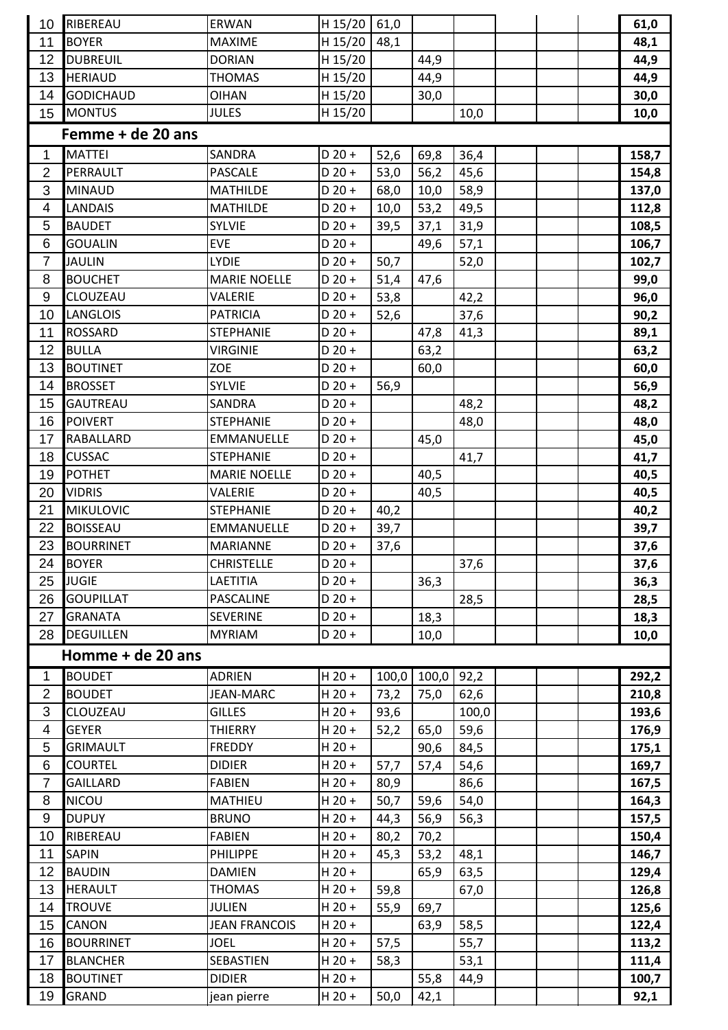| | | | | | | | | | | |
|---|---|---|---|---|---|---|---|---|---|---|
| 10 | RIBEREAU | ERWAN | H 15/20 | 61,0 | | | | | | **61,0** |
| 11 | BOYER | MAXIME | H 15/20 | 48,1 | | | | | | **48,1** |
| 12 | DUBREUIL | DORIAN | H 15/20 | | 44,9 | | | | | **44,9** |
| 13 | HERIAUD | THOMAS | H 15/20 | | 44,9 | | | | | **44,9** |
| 14 | GODICHAUD | OIHAN | H 15/20 | | 30,0 | | | | | **30,0** |
| 15 | MONTUS | JULES | H 15/20 | | | 10,0 | | | | **10,0** |

## Femme + de 20 ans

| | | | | | | | | | | |
|---|---|---|---|---|---|---|---|---|---|---|
| 1 | MATTEI | SANDRA | D 20 + | 52,6 | 69,8 | 36,4 | | | | **158,7** |
| 2 | PERRAULT | PASCALE | D 20 + | 53,0 | 56,2 | 45,6 | | | | **154,8** |
| 3 | MINAUD | MATHILDE | D 20 + | 68,0 | 10,0 | 58,9 | | | | **137,0** |
| 4 | LANDAIS | MATHILDE | D 20 + | 10,0 | 53,2 | 49,5 | | | | **112,8** |
| 5 | BAUDET | SYLVIE | D 20 + | 39,5 | 37,1 | 31,9 | | | | **108,5** |
| 6 | GOUALIN | EVE | D 20 + | | 49,6 | 57,1 | | | | **106,7** |
| 7 | JAULIN | LYDIE | D 20 + | 50,7 | | 52,0 | | | | **102,7** |
| 8 | BOUCHET | MARIE NOELLE | D 20 + | 51,4 | 47,6 | | | | | **99,0** |
| 9 | CLOUZEAU | VALERIE | D 20 + | 53,8 | | 42,2 | | | | **96,0** |
| 10 | LANGLOIS | PATRICIA | D 20 + | 52,6 | | 37,6 | | | | **90,2** |
| 11 | ROSSARD | STEPHANIE | D 20 + | | 47,8 | 41,3 | | | | **89,1** |
| 12 | BULLA | VIRGINIE | D 20 + | | 63,2 | | | | | **63,2** |
| 13 | BOUTINET | ZOE | D 20 + | | 60,0 | | | | | **60,0** |
| 14 | BROSSET | SYLVIE | D 20 + | 56,9 | | | | | | **56,9** |
| 15 | GAUTREAU | SANDRA | D 20 + | | | 48,2 | | | | **48,2** |
| 16 | POIVERT | STEPHANIE | D 20 + | | | 48,0 | | | | **48,0** |
| 17 | RABALLARD | EMMANUELLE | D 20 + | | 45,0 | | | | | **45,0** |
| 18 | CUSSAC | STEPHANIE | D 20 + | | | 41,7 | | | | **41,7** |
| 19 | POTHET | MARIE NOELLE | D 20 + | | 40,5 | | | | | **40,5** |
| 20 | VIDRIS | VALERIE | D 20 + | | 40,5 | | | | | **40,5** |
| 21 | MIKULOVIC | STEPHANIE | D 20 + | 40,2 | | | | | | **40,2** |
| 22 | BOISSEAU | EMMANUELLE | D 20 + | 39,7 | | | | | | **39,7** |
| 23 | BOURRINET | MARIANNE | D 20 + | 37,6 | | | | | | **37,6** |
| 24 | BOYER | CHRISTELLE | D 20 + | | | 37,6 | | | | **37,6** |
| 25 | JUGIE | LAETITIA | D 20 + | | 36,3 | | | | | **36,3** |
| 26 | GOUPILLAT | PASCALINE | D 20 + | | | 28,5 | | | | **28,5** |
| 27 | GRANATA | SEVERINE | D 20 + | | 18,3 | | | | | **18,3** |
| 28 | DEGUILLEN | MYRIAM | D 20 + | | 10,0 | | | | | **10,0** |

## Homme + de 20 ans

| | | | | | | | | | | |
|---|---|---|---|---|---|---|---|---|---|---|
| 1 | BOUDET | ADRIEN | H 20 + | 100,0 | 100,0 | 92,2 | | | | **292,2** |
| 2 | BOUDET | JEAN-MARC | H 20 + | 73,2 | 75,0 | 62,6 | | | | **210,8** |
| 3 | CLOUZEAU | GILLES | H 20 + | 93,6 | | 100,0 | | | | **193,6** |
| 4 | GEYER | THIERRY | H 20 + | 52,2 | 65,0 | 59,6 | | | | **176,9** |
| 5 | GRIMAULT | FREDDY | H 20 + | | 90,6 | 84,5 | | | | **175,1** |
| 6 | COURTEL | DIDIER | H 20 + | 57,7 | 57,4 | 54,6 | | | | **169,7** |
| 7 | GAILLARD | FABIEN | H 20 + | 80,9 | | 86,6 | | | | **167,5** |
| 8 | NICOU | MATHIEU | H 20 + | 50,7 | 59,6 | 54,0 | | | | **164,3** |
| 9 | DUPUY | BRUNO | H 20 + | 44,3 | 56,9 | 56,3 | | | | **157,5** |
| 10 | RIBEREAU | FABIEN | H 20 + | 80,2 | 70,2 | | | | | **150,4** |
| 11 | SAPIN | PHILIPPE | H 20 + | 45,3 | 53,2 | 48,1 | | | | **146,7** |
| 12 | BAUDIN | DAMIEN | H 20 + | | 65,9 | 63,5 | | | | **129,4** |
| 13 | HERAULT | THOMAS | H 20 + | 59,8 | | 67,0 | | | | **126,8** |
| 14 | TROUVE | JULIEN | H 20 + | 55,9 | 69,7 | | | | | **125,6** |
| 15 | CANON | JEAN FRANCOIS | H 20 + | | 63,9 | 58,5 | | | | **122,4** |
| 16 | BOURRINET | JOEL | H 20 + | 57,5 | | 55,7 | | | | **113,2** |
| 17 | BLANCHER | SEBASTIEN | H 20 + | 58,3 | | 53,1 | | | | **111,4** |
| 18 | BOUTINET | DIDIER | H 20 + | | 55,8 | 44,9 | | | | **100,7** |
| 19 | GRAND | jean pierre | H 20 + | 50,0 | 42,1 | | | | | **92,1** |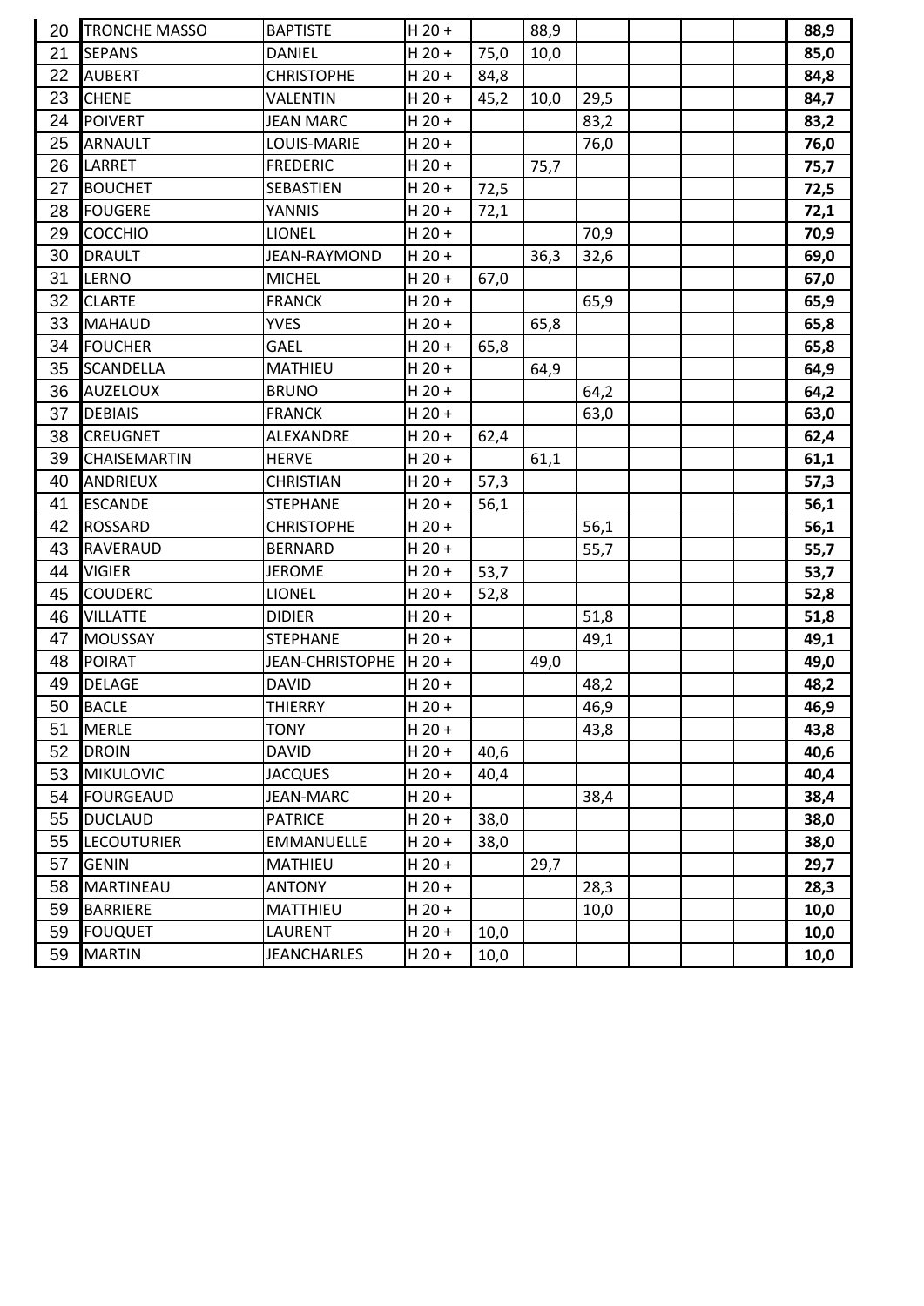| | | | | | | | | | | |
|---|---|---|---|---|---|---|---|---|---|---|
| 20 | TRONCHE MASSO | BAPTISTE | H 20 + | | 88,9 | | | | | 88,9 |
| 21 | SEPANS | DANIEL | H 20 + | 75,0 | 10,0 | | | | | 85,0 |
| 22 | AUBERT | CHRISTOPHE | H 20 + | 84,8 | | | | | | 84,8 |
| 23 | CHENE | VALENTIN | H 20 + | 45,2 | 10,0 | 29,5 | | | | 84,7 |
| 24 | POIVERT | JEAN MARC | H 20 + | | | 83,2 | | | | 83,2 |
| 25 | ARNAULT | LOUIS-MARIE | H 20 + | | | 76,0 | | | | 76,0 |
| 26 | LARRET | FREDERIC | H 20 + | | 75,7 | | | | | 75,7 |
| 27 | BOUCHET | SEBASTIEN | H 20 + | 72,5 | | | | | | 72,5 |
| 28 | FOUGERE | YANNIS | H 20 + | 72,1 | | | | | | 72,1 |
| 29 | COCCHIO | LIONEL | H 20 + | | | 70,9 | | | | 70,9 |
| 30 | DRAULT | JEAN-RAYMOND | H 20 + | | 36,3 | 32,6 | | | | 69,0 |
| 31 | LERNO | MICHEL | H 20 + | 67,0 | | | | | | 67,0 |
| 32 | CLARTE | FRANCK | H 20 + | | | 65,9 | | | | 65,9 |
| 33 | MAHAUD | YVES | H 20 + | | 65,8 | | | | | 65,8 |
| 34 | FOUCHER | GAEL | H 20 + | 65,8 | | | | | | 65,8 |
| 35 | SCANDELLA | MATHIEU | H 20 + | | 64,9 | | | | | 64,9 |
| 36 | AUZELOUX | BRUNO | H 20 + | | | 64,2 | | | | 64,2 |
| 37 | DEBIAIS | FRANCK | H 20 + | | | 63,0 | | | | 63,0 |
| 38 | CREUGNET | ALEXANDRE | H 20 + | 62,4 | | | | | | 62,4 |
| 39 | CHAISEMARTIN | HERVE | H 20 + | | 61,1 | | | | | 61,1 |
| 40 | ANDRIEUX | CHRISTIAN | H 20 + | 57,3 | | | | | | 57,3 |
| 41 | ESCANDE | STEPHANE | H 20 + | 56,1 | | | | | | 56,1 |
| 42 | ROSSARD | CHRISTOPHE | H 20 + | | | 56,1 | | | | 56,1 |
| 43 | RAVERAUD | BERNARD | H 20 + | | | 55,7 | | | | 55,7 |
| 44 | VIGIER | JEROME | H 20 + | 53,7 | | | | | | 53,7 |
| 45 | COUDERC | LIONEL | H 20 + | 52,8 | | | | | | 52,8 |
| 46 | VILLATTE | DIDIER | H 20 + | | | 51,8 | | | | 51,8 |
| 47 | MOUSSAY | STEPHANE | H 20 + | | | 49,1 | | | | 49,1 |
| 48 | POIRAT | JEAN-CHRISTOPHE | H 20 + | | 49,0 | | | | | 49,0 |
| 49 | DELAGE | DAVID | H 20 + | | | 48,2 | | | | 48,2 |
| 50 | BACLE | THIERRY | H 20 + | | | 46,9 | | | | 46,9 |
| 51 | MERLE | TONY | H 20 + | | | 43,8 | | | | 43,8 |
| 52 | DROIN | DAVID | H 20 + | 40,6 | | | | | | 40,6 |
| 53 | MIKULOVIC | JACQUES | H 20 + | 40,4 | | | | | | 40,4 |
| 54 | FOURGEAUD | JEAN-MARC | H 20 + | | | 38,4 | | | | 38,4 |
| 55 | DUCLAUD | PATRICE | H 20 + | 38,0 | | | | | | 38,0 |
| 55 | LECOUTURIER | EMMANUELLE | H 20 + | 38,0 | | | | | | 38,0 |
| 57 | GENIN | MATHIEU | H 20 + | | 29,7 | | | | | 29,7 |
| 58 | MARTINEAU | ANTONY | H 20 + | | | 28,3 | | | | 28,3 |
| 59 | BARRIERE | MATTHIEU | H 20 + | | | 10,0 | | | | 10,0 |
| 59 | FOUQUET | LAURENT | H 20 + | 10,0 | | | | | | 10,0 |
| 59 | MARTIN | JEANCHARLES | H 20 + | 10,0 | | | | | | 10,0 |